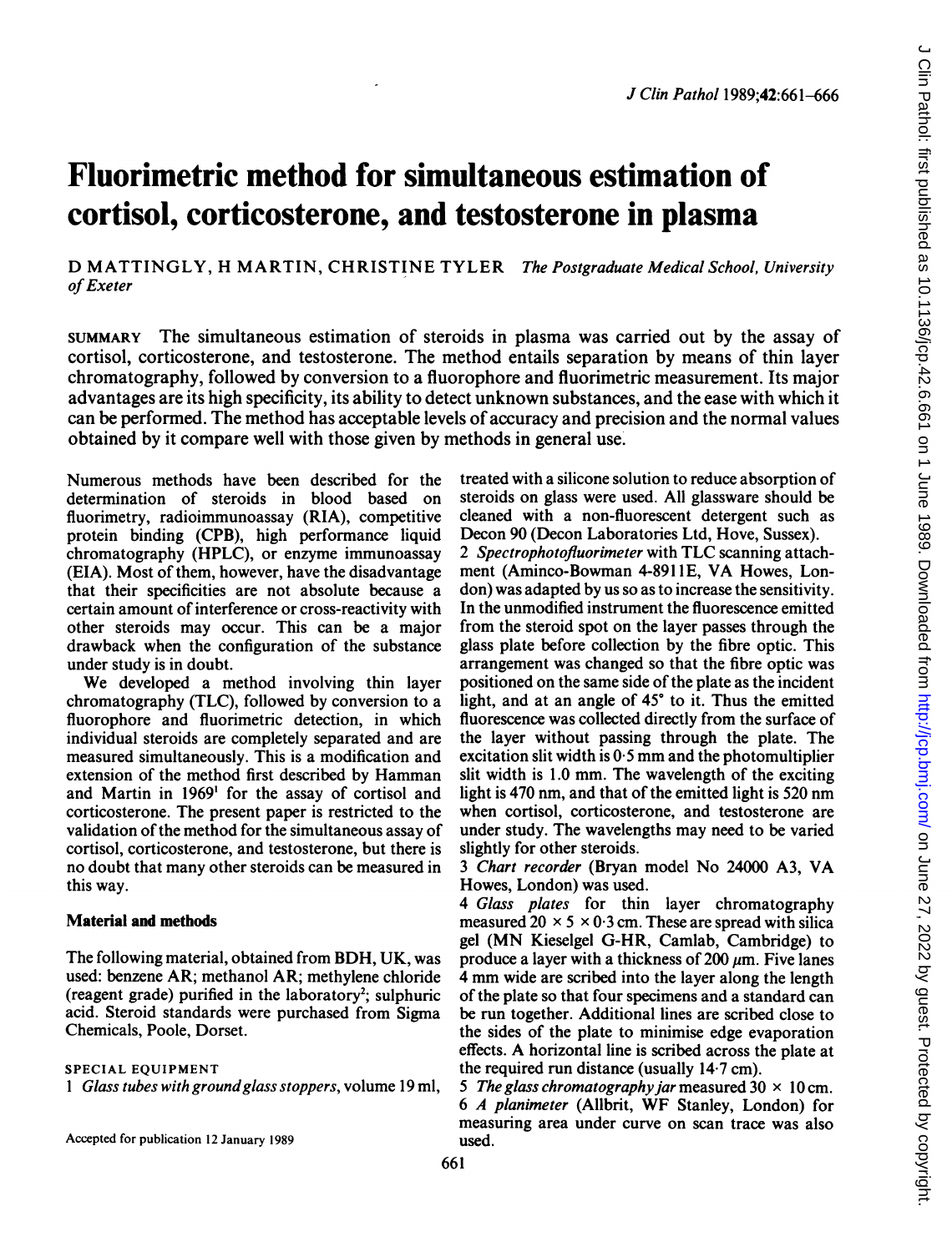// Decision: omit the "J Clin Pathol 1989;42:661–666" running header, the "661" page number, and the vertical side-margin download/copyright notice as page metadata; keep the acceptance footnote as document content.
# Fluorimetric method for simultaneous estimation of cortisol, corticosterone, and testosterone in plasma

D MATTINGLY, H MARTIN, CHRISTINE TYLER *The Postgraduate Medical School, University of Exeter*

SUMMARY The simultaneous estimation of steroids in plasma was carried out by the assay of cortisol, corticosterone, and testosterone. The method entails separation by means of thin layer chromatography, followed by conversion to a fluorophore and fluorimetric measurement. Its major advantages are its high specificity, its ability to detect unknown substances, and the ease with which it can be performed. The method has acceptable levels of accuracy and precision and the normal values obtained by it compare well with those given by methods in general use.

Numerous methods have been described for the determination of steroids in blood based on fluorimetry, radioimmunoassay (RIA), competitive protein binding (CPB), high performance liquid chromatography (HPLC), or enzyme immunoassay (EIA). Most of them, however, have the disadvantage that their specificities are not absolute because a certain amount of interference or cross-reactivity with other steroids may occur. This can be a major drawback when the configuration of the substance under study is in doubt.

We developed a method involving thin layer chromatography (TLC), followed by conversion to a fluorophore and fluorimetric detection, in which individual steroids are completely separated and are measured simultaneously. This is a modification and extension of the method first described by Hamman and Martin in 1969[1] for the assay of cortisol and corticosterone. The present paper is restricted to the validation of the method for the simultaneous assay of cortisol, corticosterone, and testosterone, but there is no doubt that many other steroids can be measured in this way.

## Material and methods

The following material, obtained from BDH, UK, was used: benzene AR; methanol AR; methylene chloride (reagent grade) purified in the laboratory[2]; sulphuric acid. Steroid standards were purchased from Sigma Chemicals, Poole, Dorset.

### SPECIAL EQUIPMENT

1 *Glass tubes with ground glass stoppers*, volume 19 ml, treated with a silicone solution to reduce absorption of steroids on glass were used. All glassware should be cleaned with a non-fluorescent detergent such as Decon 90 (Decon Laboratories Ltd, Hove, Sussex).

2 *Spectrophotofluorimeter* with TLC scanning attachment (Aminco-Bowman 4-8911E, VA Howes, London) was adapted by us so as to increase the sensitivity. In the unmodified instrument the fluorescence emitted from the steroid spot on the layer passes through the glass plate before collection by the fibre optic. This arrangement was changed so that the fibre optic was positioned on the same side of the plate as the incident light, and at an angle of 45° to it. Thus the emitted fluorescence was collected directly from the surface of the layer without passing through the plate. The excitation slit width is 0·5 mm and the photomultiplier slit width is 1.0 mm. The wavelength of the exciting light is 470 nm, and that of the emitted light is 520 nm when cortisol, corticosterone, and testosterone are under study. The wavelengths may need to be varied slightly for other steroids.

3 *Chart recorder* (Bryan model No 24000 A3, VA Howes, London) was used.

4 *Glass plates* for thin layer chromatography measured 20 × 5 × 0·3 cm. These are spread with silica gel (MN Kieselgel G-HR, Camlab, Cambridge) to produce a layer with a thickness of 200 μm. Five lanes 4 mm wide are scribed into the layer along the length of the plate so that four specimens and a standard can be run together. Additional lines are scribed close to the sides of the plate to minimise edge evaporation effects. A horizontal line is scribed across the plate at the required run distance (usually 14·7 cm).

5 *The glass chromatography jar* measured 30 × 10 cm.

6 *A planimeter* (Allbrit, WF Stanley, London) for measuring area under curve on scan trace was also used.

Accepted for publication 12 January 1989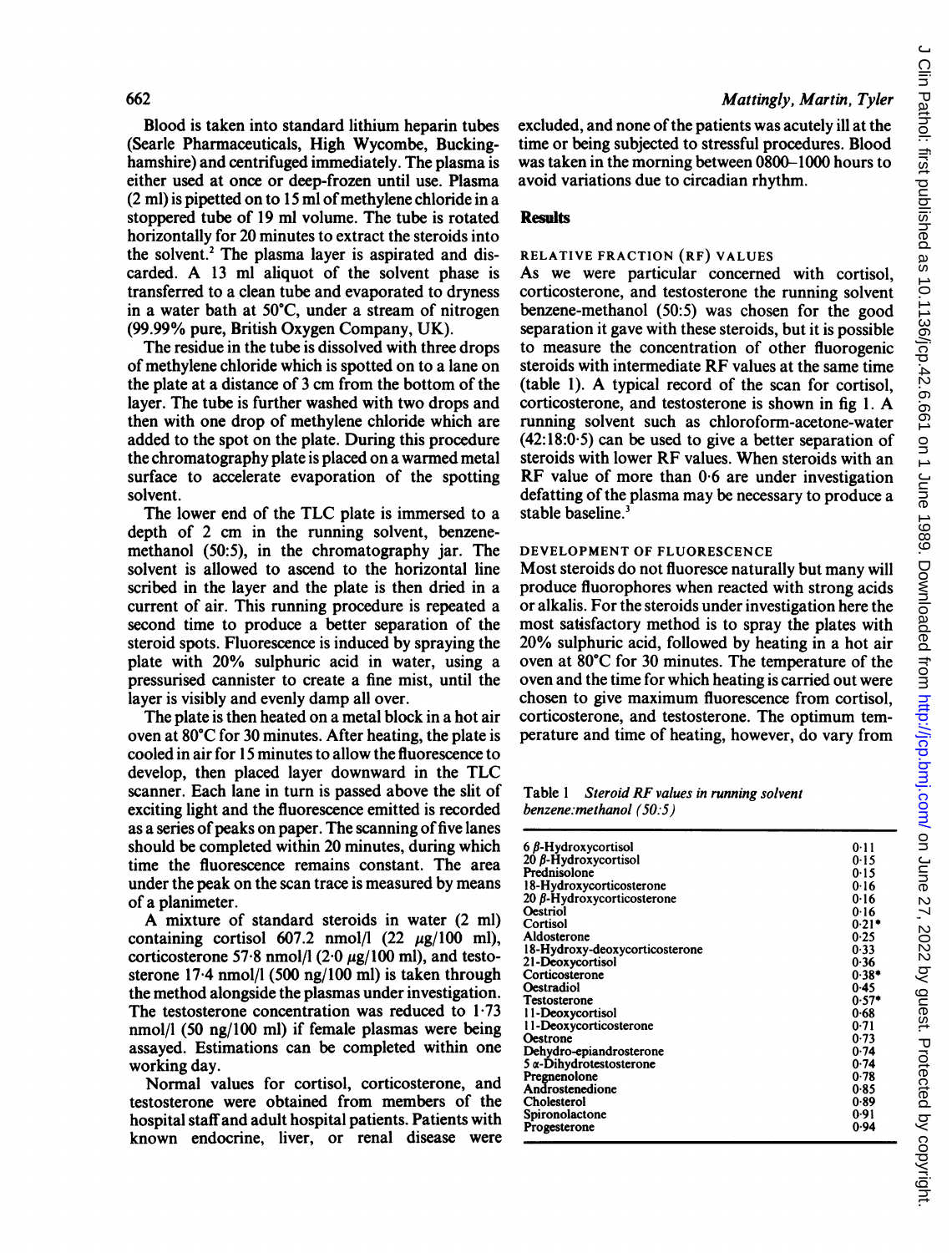Blood is taken into standard lithium heparin tubes (Searle Pharmaceuticals, High Wycombe, Buckinghamshire) and centrifuged immediately. The plasma is either used at once or deep-frozen until use. Plasma (2 ml) is pipetted on to 15 ml of methylene chloride in a stoppered tube of 19 ml volume. The tube is rotated horizontally for 20 minutes to extract the steroids into the solvent.[2] The plasma layer is aspirated and discarded. A 13 ml aliquot of the solvent phase is transferred to a clean tube and evaporated to dryness in a water bath at 50°C, under a stream of nitrogen (99.99% pure, British Oxygen Company, UK).

The residue in the tube is dissolved with three drops of methylene chloride which is spotted on to a lane on the plate at a distance of 3 cm from the bottom of the layer. The tube is further washed with two drops and then with one drop of methylene chloride which are added to the spot on the plate. During this procedure the chromatography plate is placed on a warmed metal surface to accelerate evaporation of the spotting solvent.

The lower end of the TLC plate is immersed to a depth of 2 cm in the running solvent, benzene-methanol (50:5), in the chromatography jar. The solvent is allowed to ascend to the horizontal line scribed in the layer and the plate is then dried in a current of air. This running procedure is repeated a second time to produce a better separation of the steroid spots. Fluorescence is induced by spraying the plate with 20% sulphuric acid in water, using a pressurised canister to create a fine mist, until the layer is visibly and evenly damp all over.

The plate is then heated on a metal block in a hot air oven at 80°C for 30 minutes. After heating, the plate is cooled in air for 15 minutes to allow the fluorescence to develop, then placed layer downward in the TLC scanner. Each lane in turn is passed above the slit of exciting light and the fluorescence emitted is recorded as a series of peaks on paper. The scanning of five lanes should be completed within 20 minutes, during which time the fluorescence remains constant. The area under the peak on the scan trace is measured by means of a planimeter.

A mixture of standard steroids in water (2 ml) containing cortisol 607.2 nmol/l (22 µg/100 ml), corticosterone 57·8 nmol/l (2·0 µg/100 ml), and testosterone 17·4 nmol/l (500 ng/100 ml) is taken through the method alongside the plasmas under investigation. The testosterone concentration was reduced to 1·73 nmol/l (50 ng/100 ml) if female plasmas were being assayed. Estimations can be completed within one working day.

Normal values for cortisol, corticosterone, and testosterone were obtained from members of the hospital staff and adult hospital patients. Patients with known endocrine, liver, or renal disease were excluded, and none of the patients was acutely ill at the time or being subjected to stressful procedures. Blood was taken in the morning between 0800–1000 hours to avoid variations due to circadian rhythm.

## Results

### RELATIVE FRACTION (RF) VALUES

As we were particular concerned with cortisol, corticosterone, and testosterone the running solvent benzene-methanol (50:5) was chosen for the good separation it gave with these steroids, but it is possible to measure the concentration of other fluorogenic steroids with intermediate RF values at the same time (table 1). A typical record of the scan for cortisol, corticosterone, and testosterone is shown in fig 1. A running solvent such as chloroform-acetone-water (42:18:0·5) can be used to give a better separation of steroids with lower RF values. When steroids with an RF value of more than 0·6 are under investigation defatting of the plasma may be necessary to produce a stable baseline.[3]

### DEVELOPMENT OF FLUORESCENCE

Most steroids do not fluoresce naturally but many will produce fluorophores when reacted with strong acids or alkalis. For the steroids under investigation here the most satisfactory method is to spray the plates with 20% sulphuric acid, followed by heating in a hot air oven at 80°C for 30 minutes. The temperature of the oven and the time for which heating is carried out were chosen to give maximum fluorescence from cortisol, corticosterone, and testosterone. The optimum temperature and time of heating, however, do vary from

Table 1 *Steroid RF values in running solvent benzene:methanol (50:5)*

| Steroid | RF |
|---|---|
| 6 β-Hydroxycortisol | 0·11 |
| 20 β-Hydroxycortisol | 0·15 |
| Prednisolone | 0·15 |
| 18-Hydroxycorticosterone | 0·16 |
| 20 β-Hydroxycorticosterone | 0·16 |
| Oestriol | 0·16 |
| Cortisol | 0·21* |
| Aldosterone | 0·25 |
| 18-Hydroxy-deoxycorticosterone | 0·33 |
| 21-Deoxycortisol | 0·36 |
| Corticosterone | 0·38* |
| Oestradiol | 0·45 |
| Testosterone | 0·57* |
| 11-Deoxycortisol | 0·68 |
| 11-Deoxycorticosterone | 0·71 |
| Oestrone | 0·73 |
| Dehydro-epiandrosterone | 0·74 |
| 5 α-Dihydrotestosterone | 0·74 |
| Pregnenolone | 0·78 |
| Androstenedione | 0·85 |
| Cholesterol | 0·89 |
| Spironolactone | 0·91 |
| Progesterone | 0·94 |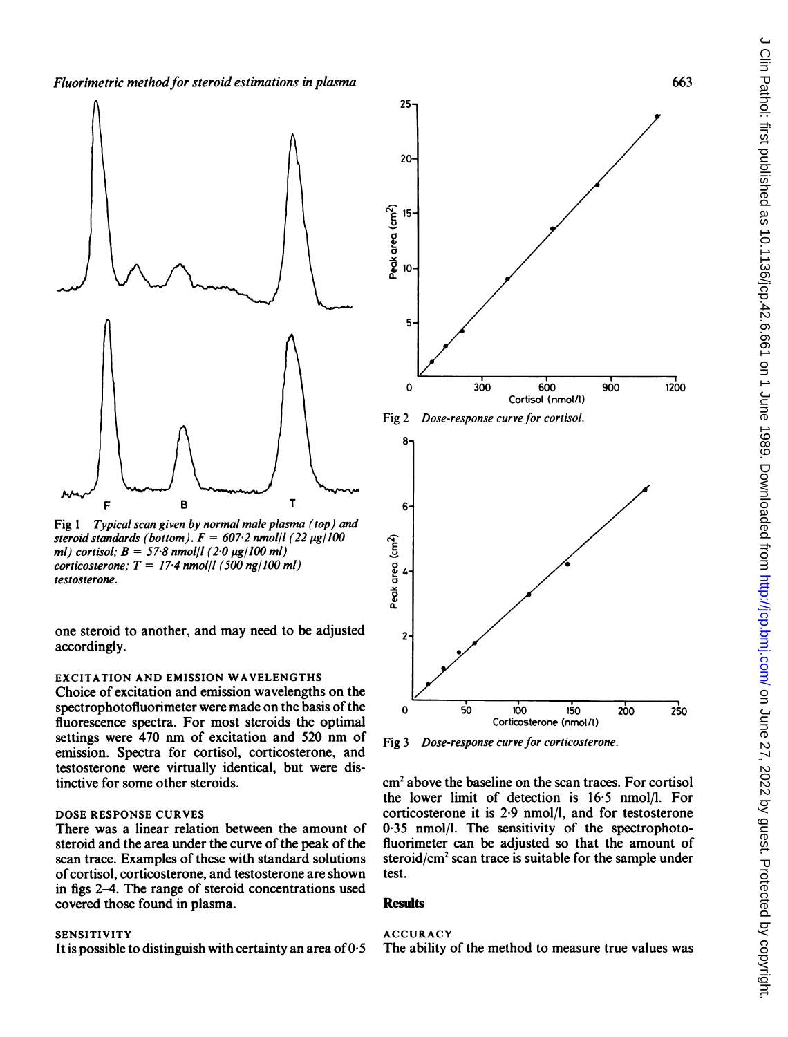Fig 1 *Typical scan given by normal male plasma (top) and steroid standards (bottom). F = 607·2 nmol/l (22 µg/100 ml) cortisol; B = 57·8 nmol/l (2·0 µg/100 ml) corticosterone; T = 17·4 nmol/l (500 ng/100 ml) testosterone.*

one steroid to another, and may need to be adjusted accordingly.

### EXCITATION AND EMISSION WAVELENGTHS

Choice of excitation and emission wavelengths on the spectrophotofluorimeter were made on the basis of the fluorescence spectra. For most steroids the optimal settings were 470 nm of excitation and 520 nm of emission. Spectra for cortisol, corticosterone, and testosterone were virtually identical, but were distinctive for some other steroids.

### DOSE RESPONSE CURVES

There was a linear relation between the amount of steroid and the area under the curve of the peak of the scan trace. Examples of these with standard solutions of cortisol, corticosterone, and testosterone are shown in figs 2–4. The range of steroid concentrations used covered those found in plasma.

### SENSITIVITY

It is possible to distinguish with certainty an area of 0·5 $cm^2$ above the baseline on the scan traces. For cortisol the lower limit of detection is 16·5 nmol/l. For corticosterone it is 2·9 nmol/l, and for testosterone 0·35 nmol/l. The sensitivity of the spectrophotofluorimeter can be adjusted so that the amount of steroid/$cm^2$ scan trace is suitable for the sample under test.

Fig 2 *Dose-response curve for cortisol.*

Fig 3 *Dose-response curve for corticosterone.*

## Results

### ACCURACY

The ability of the method to measure true values was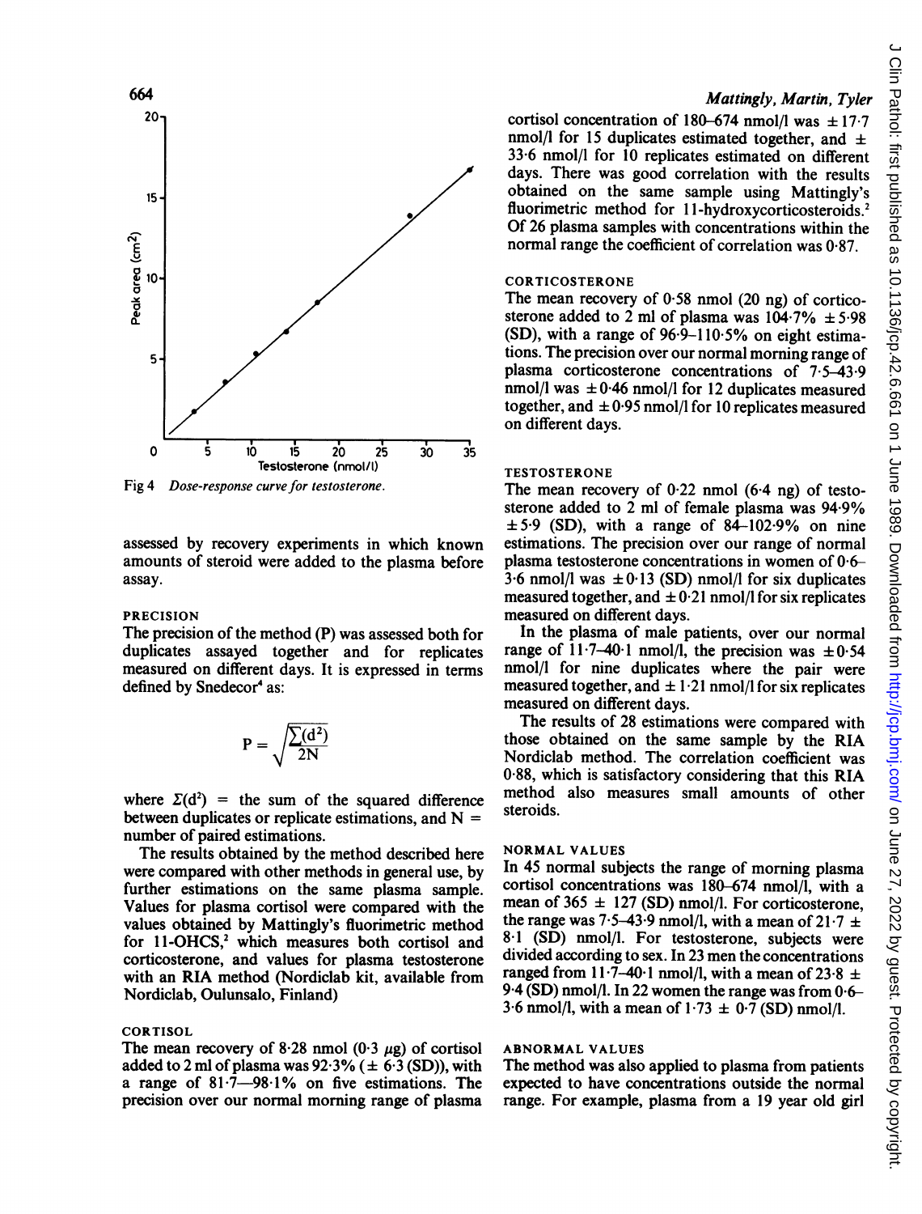Fig 4 *Dose-response curve for testosterone.*

assessed by recovery experiments in which known amounts of steroid were added to the plasma before assay.

### PRECISION

The precision of the method (P) was assessed both for duplicates assayed together and for replicates measured on different days. It is expressed in terms defined by Snedecor[4] as:

$$P = \sqrt{\frac{\Sigma(d^2)}{2N}}$$

where $\Sigma(d^2)$ = the sum of the squared difference between duplicates or replicate estimations, and N = number of paired estimations.

The results obtained by the method described here were compared with other methods in general use, by further estimations on the same plasma sample. Values for plasma cortisol were compared with the values obtained by Mattingly's fluorimetric method for 11-OHCS,[2] which measures both cortisol and corticosterone, and values for plasma testosterone with an RIA method (Nordiclab kit, available from Nordiclab, Oulunsalo, Finland)

### CORTISOL

The mean recovery of 8·28 nmol (0·3 μg) of cortisol added to 2 ml of plasma was 92·3% (± 6·3 (SD)), with a range of 81·7—98·1% on five estimations. The precision over our normal morning range of plasma cortisol concentration of 180–674 nmol/l was ± 17·7 nmol/l for 15 duplicates estimated together, and ± 33·6 nmol/l for 10 replicates estimated on different days. There was good correlation with the results obtained on the same sample using Mattingly's fluorimetric method for 11-hydroxycorticosteroids.[2] Of 26 plasma samples with concentrations within the normal range the coefficient of correlation was 0·87.

### CORTICOSTERONE

The mean recovery of 0·58 nmol (20 ng) of corticosterone added to 2 ml of plasma was 104·7% ± 5·98 (SD), with a range of 96·9–110·5% on eight estimations. The precision over our normal morning range of plasma corticosterone concentrations of 7·5–43·9 nmol/l was ± 0·46 nmol/l for 12 duplicates measured together, and ± 0·95 nmol/l for 10 replicates measured on different days.

### TESTOSTERONE

The mean recovery of 0·22 nmol (6·4 ng) of testosterone added to 2 ml of female plasma was 94·9% ± 5·9 (SD), with a range of 84–102·9% on nine estimations. The precision over our range of normal plasma testosterone concentrations in women of 0·6–3·6 nmol/l was ± 0·13 (SD) nmol/l for six duplicates measured together, and ± 0·21 nmol/l for six replicates measured on different days.

In the plasma of male patients, over our normal range of 11·7–40·1 nmol/l, the precision was ± 0·54 nmol/l for nine duplicates where the pair were measured together, and ± 1·21 nmol/l for six replicates measured on different days.

The results of 28 estimations were compared with those obtained on the same sample by the RIA Nordiclab method. The correlation coefficient was 0·88, which is satisfactory considering that this RIA method also measures small amounts of other steroids.

### NORMAL VALUES

In 45 normal subjects the range of morning plasma cortisol concentrations was 180–674 nmol/l, with a mean of 365 ± 127 (SD) nmol/l. For corticosterone, the range was 7·5–43·9 nmol/l, with a mean of 21·7 ± 8·1 (SD) nmol/l. For testosterone, subjects were divided according to sex. In 23 men the concentrations ranged from 11·7–40·1 nmol/l, with a mean of 23·8 ± 9·4 (SD) nmol/l. In 22 women the range was from 0·6–3·6 nmol/l, with a mean of 1·73 ± 0·7 (SD) nmol/l.

### ABNORMAL VALUES

The method was also applied to plasma from patients expected to have concentrations outside the normal range. For example, plasma from a 19 year old girl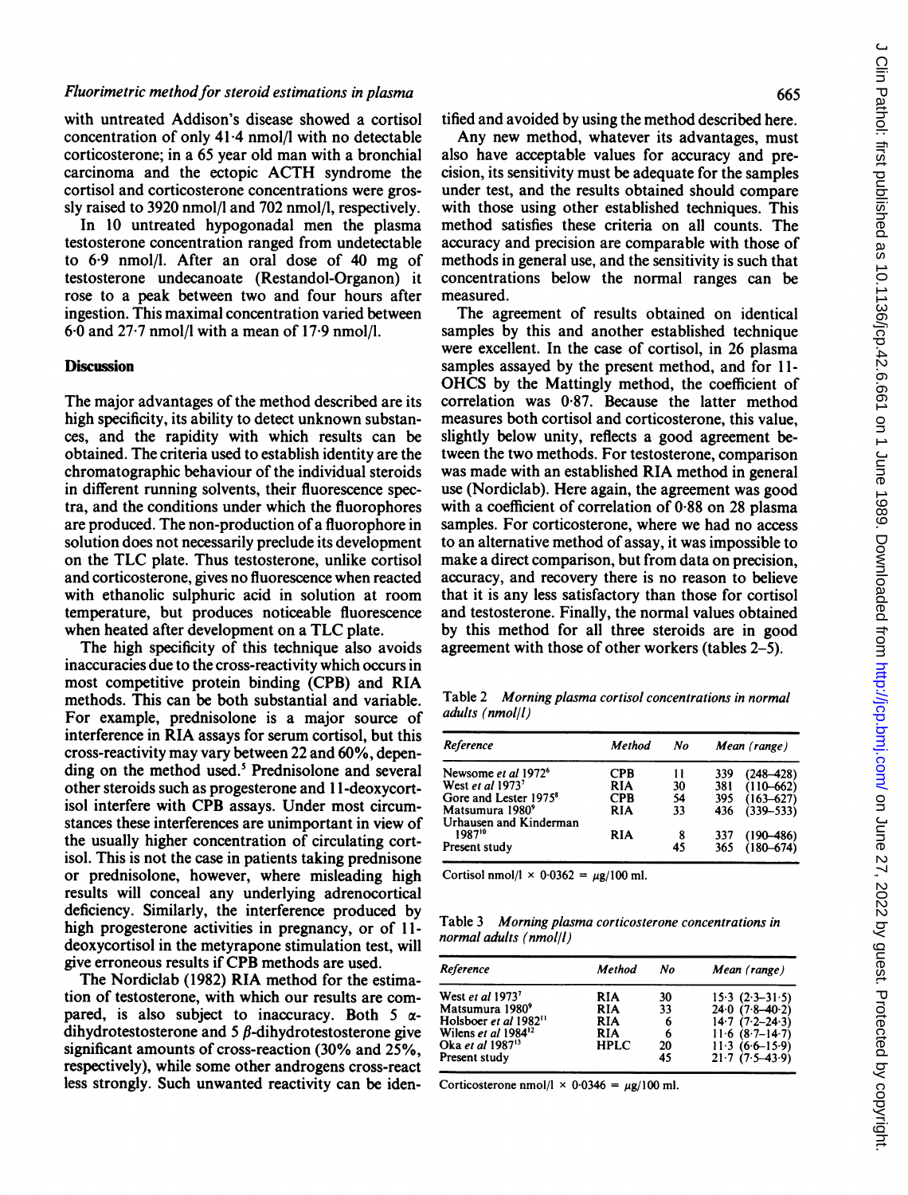with untreated Addison's disease showed a cortisol concentration of only 41·4 nmol/l with no detectable corticosterone; in a 65 year old man with a bronchial carcinoma and the ectopic ACTH syndrome the cortisol and corticosterone concentrations were grossly raised to 3920 nmol/l and 702 nmol/l, respectively.

In 10 untreated hypogonadal men the plasma testosterone concentration ranged from undetectable to 6·9 nmol/l. After an oral dose of 40 mg of testosterone undecanoate (Restandol-Organon) it rose to a peak between two and four hours after ingestion. This maximal concentration varied between 6·0 and 27·7 nmol/l with a mean of 17·9 nmol/l.

## Discussion

The major advantages of the method described are its high specificity, its ability to detect unknown substances, and the rapidity with which results can be obtained. The criteria used to establish identity are the chromatographic behaviour of the individual steroids in different running solvents, their fluorescence spectra, and the conditions under which the fluorophores are produced. The non-production of a fluorophore in solution does not necessarily preclude its development on the TLC plate. Thus testosterone, unlike cortisol and corticosterone, gives no fluorescence when reacted with ethanolic sulphuric acid in solution at room temperature, but produces noticeable fluorescence when heated after development on a TLC plate.

The high specificity of this technique also avoids inaccuracies due to the cross-reactivity which occurs in most competitive protein binding (CPB) and RIA methods. This can be both substantial and variable. For example, prednisolone is a major source of interference in RIA assays for serum cortisol, but this cross-reactivity may vary between 22 and 60%, depending on the method used.[5] Prednisolone and several other steroids such as progesterone and 11-deoxycortisol interfere with CPB assays. Under most circumstances these interferences are unimportant in view of the usually higher concentration of circulating cortisol. This is not the case in patients taking prednisone or prednisolone, however, where misleading high results will conceal any underlying adrenocortical deficiency. Similarly, the interference produced by high progesterone activities in pregnancy, or of 11-deoxycortisol in the metyrapone stimulation test, will give erroneous results if CPB methods are used.

The Nordiclab (1982) RIA method for the estimation of testosterone, with which our results are compared, is also subject to inaccuracy. Both 5 $\alpha$-dihydrotestosterone and 5 $\beta$-dihydrotestosterone give significant amounts of cross-reaction (30% and 25%, respectively), while some other androgens cross-react less strongly. Such unwanted reactivity can be identified and avoided by using the method described here.

Any new method, whatever its advantages, must also have acceptable values for accuracy and precision, its sensitivity must be adequate for the samples under test, and the results obtained should compare with those using other established techniques. This method satisfies these criteria on all counts. The accuracy and precision are comparable with those of methods in general use, and the sensitivity is such that concentrations below the normal ranges can be measured.

The agreement of results obtained on identical samples by this and another established technique were excellent. In the case of cortisol, in 26 plasma samples assayed by the present method, and for 11-OHCS by the Mattingly method, the coefficient of correlation was 0·87. Because the latter method measures both cortisol and corticosterone, this value, slightly below unity, reflects a good agreement between the two methods. For testosterone, comparison was made with an established RIA method in general use (Nordiclab). Here again, the agreement was good with a coefficient of correlation of 0·88 on 28 plasma samples. For corticosterone, where we had no access to an alternative method of assay, it was impossible to make a direct comparison, but from data on precision, accuracy, and recovery there is no reason to believe that it is any less satisfactory than those for cortisol and testosterone. Finally, the normal values obtained by this method for all three steroids are in good agreement with those of other workers (tables 2–5).

Table 2 *Morning plasma cortisol concentrations in normal adults (nmol/l)*

| Reference | Method | No | Mean (range) |
|---|---|---|---|
| Newsome et al 1972[6] | CPB | 11 | 339 (248–428) |
| West et al 1973[7] | RIA | 30 | 381 (110–662) |
| Gore and Lester 1975[8] | CPB | 54 | 395 (163–627) |
| Matsumura 1980[9] | RIA | 33 | 436 (339–533) |
| Urhausen and Kinderman 1987[10] | RIA | 8 | 337 (190–486) |
| Present study | | 45 | 365 (180–674) |

Cortisol nmol/l × 0·0362 = µg/100 ml.

Table 3 *Morning plasma corticosterone concentrations in normal adults (nmol/l)*

| Reference | Method | No | Mean (range) |
|---|---|---|---|
| West et al 1973[7] | RIA | 30 | 15·3 (2·3–31·5) |
| Matsumura 1980[9] | RIA | 33 | 24·0 (7·8–40·2) |
| Holsboer et al 1982[11] | RIA | 6 | 14·7 (7·2–24·3) |
| Wilens et al 1984[12] | RIA | 6 | 11·6 (8·7–14·7) |
| Oka et al 1987[13] | HPLC | 20 | 11·3 (6·6–15·9) |
| Present study | | 45 | 21·7 (7·5–43·9) |

Corticosterone nmol/l × 0·0346 = µg/100 ml.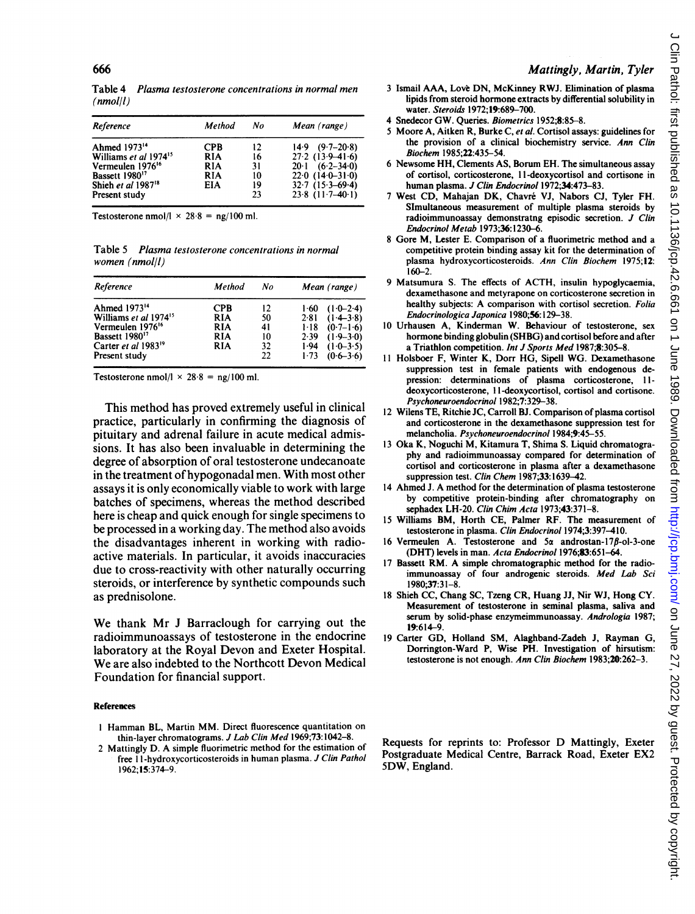Table 4 *Plasma testosterone concentrations in normal men (nmol/l)*

| Reference | Method | No | Mean (range) |
|---|---|---|---|
| Ahmed 1973[14] | CPB | 12 | 14·9 (9·7–20·8) |
| Williams *et al* 1974[15] | RIA | 16 | 27·2 (13·9–41·6) |
| Vermeulen 1976[16] | RIA | 31 | 20·1 (6·2–34·0) |
| Bassett 1980[17] | RIA | 10 | 22·0 (14·0–31·0) |
| Shieh *et al* 1987[18] | EIA | 19 | 32·7 (15·3–69·4) |
| Present study | | 23 | 23·8 (11·7–40·1) |

Testosterone nmol/l × 28·8 = ng/100 ml.

Table 5 *Plasma testosterone concentrations in normal women (nmol/l)*

| Reference | Method | No | Mean (range) |
|---|---|---|---|
| Ahmed 1973[14] | CPB | 12 | 1·60 (1·0–2·4) |
| Williams *et al* 1974[15] | RIA | 50 | 2·81 (1·4–3·8) |
| Vermeulen 1976[16] | RIA | 41 | 1·18 (0·7–1·6) |
| Bassett 1980[17] | RIA | 10 | 2·39 (1·9–3·0) |
| Carter *et al* 1983[19] | RIA | 32 | 1·94 (1·0–3·5) |
| Present study | | 22 | 1·73 (0·6–3·6) |

Testosterone nmol/l × 28·8 = ng/100 ml.

This method has proved extremely useful in clinical practice, particularly in confirming the diagnosis of pituitary and adrenal failure in acute medical admissions. It has also been invaluable in determining the degree of absorption of oral testosterone undecanoate in the treatment of hypogonadal men. With most other assays it is only economically viable to work with large batches of specimens, whereas the method described here is cheap and quick enough for single specimens to be processed in a working day. The method also avoids the disadvantages inherent in working with radioactive materials. In particular, it avoids inaccuracies due to cross-reactivity with other naturally occurring steroids, or interference by synthetic compounds such as prednisolone.

We thank Mr J Barraclough for carrying out the radioimmunoassays of testosterone in the endocrine laboratory at the Royal Devon and Exeter Hospital. We are also indebted to the Northcott Devon Medical Foundation for financial support.

## References

1 Hamman BL, Martin MM. Direct fluorescence quantitation on thin-layer chromatograms. *J Lab Clin Med* 1969;73:1042–8.
2 Mattingly D. A simple fluorimetric method for the estimation of free 11-hydroxycorticosteroids in human plasma. *J Clin Pathol* 1962;15:374–9.
3 Ismail AAA, Lovè DN, McKinney RWJ. Elimination of plasma lipids from steroid hormone extracts by differential solubility in water. *Steroids* 1972;19:689–700.
4 Snedecor GW. Queries. *Biometrics* 1952;8:85–8.
5 Moore A, Aitken R, Burke C, *et al*. Cortisol assays: guidelines for the provision of a clinical biochemistry service. *Ann Clin Biochem* 1985;22:435–54.
6 Newsome HH, Clements AS, Borum EH. The simultaneous assay of cortisol, corticosterone, 11-deoxycortisol and cortisone in human plasma. *J Clin Endocrinol* 1972;34:473–83.
7 West CD, Mahajan DK, Chavré VJ, Nabors CJ, Tyler FH. SImultaneous measurement of multiple plasma steroids by radioimmunoassay demonstratng episodic secretion. *J Clin Endocrinol Metab* 1973;36:1230–6.
8 Gore M, Lester E. Comparison of a fluorimetric method and a competitive protein binding assay kit for the determination of plasma hydroxycorticosteroids. *Ann Clin Biochem* 1975;12:160–2.
9 Matsumura S. The effects of ACTH, insulin hypoglycaemia, dexamethasone and metyrapone on corticosterone secretion in healthy subjects: A comparison with cortisol secretion. *Folia Endocrinologica Japonica* 1980;56:129–38.
10 Urhausen A, Kinderman W. Behaviour of testosterone, sex hormone binding globulin (SHBG) and cortisol before and after a Triathlon competition. *Int J Sports Med* 1987;8:305–8.
11 Holsboer F, Winter K, Dorr HG, Sipell WG. Dexamethasone suppression test in female patients with endogenous depression: determinations of plasma corticosterone, 11-deoxycorticosterone, 11-deoxycortisol, cortisol and cortisone. *Psychoneuroendocrinol* 1982;7:329–38.
12 Wilens TE, Ritchie JC, Carroll BJ. Comparison of plasma cortisol and corticosterone in the dexamethasone suppression test for melancholia. *Psychoneuroendocrinol* 1984;9:45–55.
13 Oka K, Noguchi M, Kitamura T, Shima S. Liquid chromatography and radioimmunoassay compared for determination of cortisol and corticosterone in plasma after a dexamethasone suppression test. *Clin Chem* 1987;33:1639–42.
14 Ahmed J. A method for the determination of plasma testosterone by competitive protein-binding after chromatography on sephadex LH-20. *Clin Chim Acta* 1973;43:371–8.
15 Williams BM, Horth CE, Palmer RF. The measurement of testosterone in plasma. *Clin Endocrinol* 1974;3:397–410.
16 Vermeulen A. Testosterone and 5α androstan-17β-ol-3-one (DHT) levels in man. *Acta Endocrinol* 1976;83:651–64.
17 Bassett RM. A simple chromatographic method for the radioimmunoassay of four androgenic steroids. *Med Lab Sci* 1980;37:31–8.
18 Shieh CC, Chang SC, Tzeng CR, Huang JJ, Nir WJ, Hong CY. Measurement of testosterone in seminal plasma, saliva and serum by solid-phase enzymeimmunoassay. *Andrologia* 1987; 19:614–9.
19 Carter GD, Holland SM, Alaghband-Zadeh J, Rayman G, Dorrington-Ward P, Wise PH. Investigation of hirsutism: testosterone is not enough. *Ann Clin Biochem* 1983;20:262–3.

Requests for reprints to: Professor D Mattingly, Exeter Postgraduate Medical Centre, Barrack Road, Exeter EX2 5DW, England.